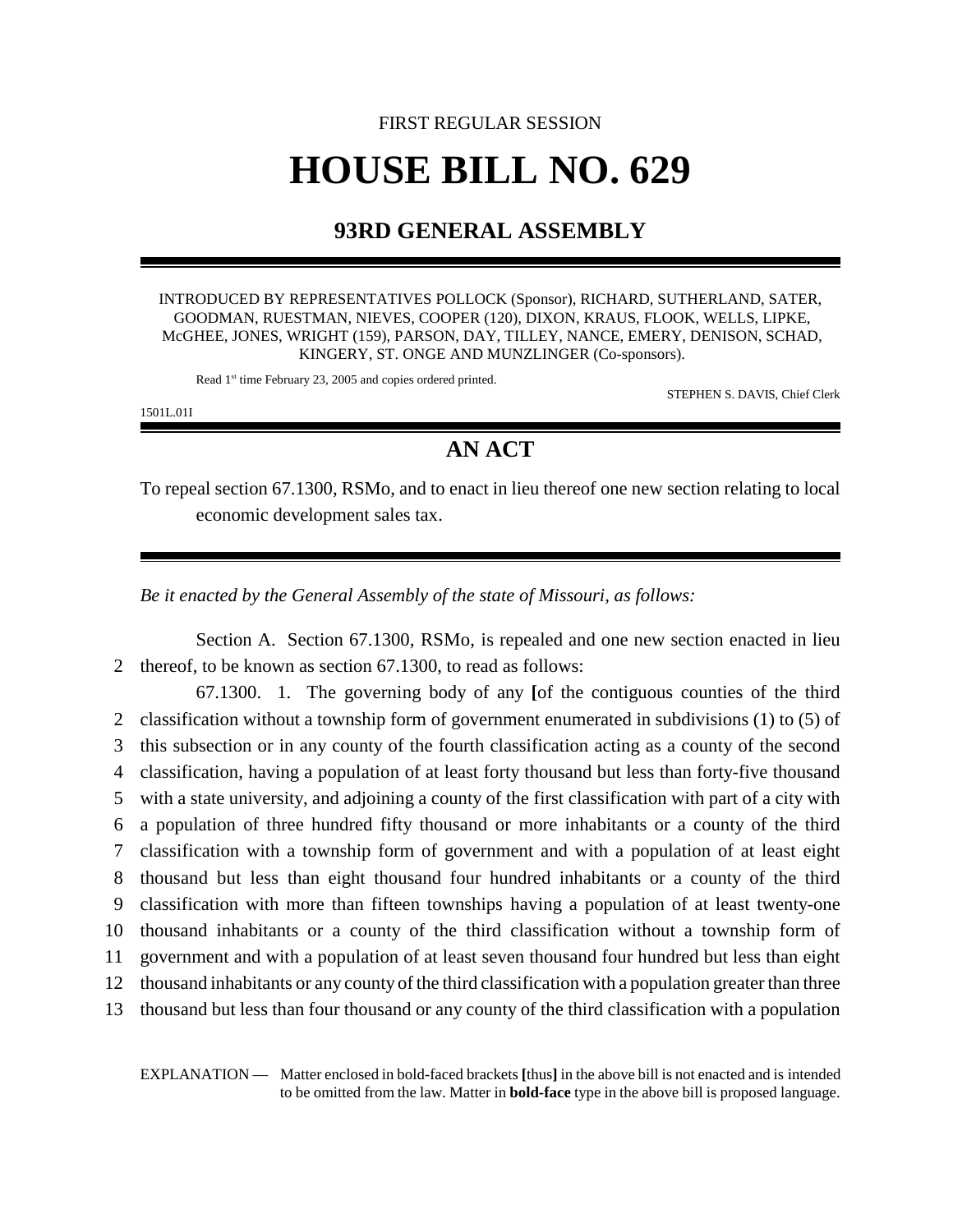FIRST REGULAR SESSION

# HOUSE BILL NO. 629

## 93RD GENERAL ASSEMBLY

INTRODUCED BY REPRESENTATIVES POLLOCK (Sponsor), RICHARD, SUTHERLAND, SATER, GOODMAN, RUESTMAN, NIEVES, COOPER (120), DIXON, KRAUS, FLOOK, WELLS, LIPKE, McGHEE, JONES, WRIGHT (159), PARSON, DAY, TILLEY, NANCE, EMERY, DENISON, SCHAD, KINGERY, ST. ONGE AND MUNZLINGER (Co-sponsors).

Read 1st time February 23, 2005 and copies ordered printed.

STEPHEN S. DAVIS, Chief Clerk

1501L.01I

## AN ACT

To repeal section 67.1300, RSMo, and to enact in lieu thereof one new section relating to local economic development sales tax.

*Be it enacted by the General Assembly of the state of Missouri, as follows:*

Section A. Section 67.1300, RSMo, is repealed and one new section enacted in lieu thereof, to be known as section 67.1300, to read as follows:

67.1300. 1. The governing body of any **[**of the contiguous counties of the third classification without a township form of government enumerated in subdivisions (1) to (5) of this subsection or in any county of the fourth classification acting as a county of the second classification, having a population of at least forty thousand but less than forty-five thousand with a state university, and adjoining a county of the first classification with part of a city with a population of three hundred fifty thousand or more inhabitants or a county of the third classification with a township form of government and with a population of at least eight thousand but less than eight thousand four hundred inhabitants or a county of the third classification with more than fifteen townships having a population of at least twenty-one thousand inhabitants or a county of the third classification without a township form of government and with a population of at least seven thousand four hundred but less than eight thousand inhabitants or any county of the third classification with a population greater than three thousand but less than four thousand or any county of the third classification with a population

EXPLANATION — Matter enclosed in bold-faced brackets **[**thus**]** in the above bill is not enacted and is intended to be omitted from the law. Matter in **bold-face** type in the above bill is proposed language.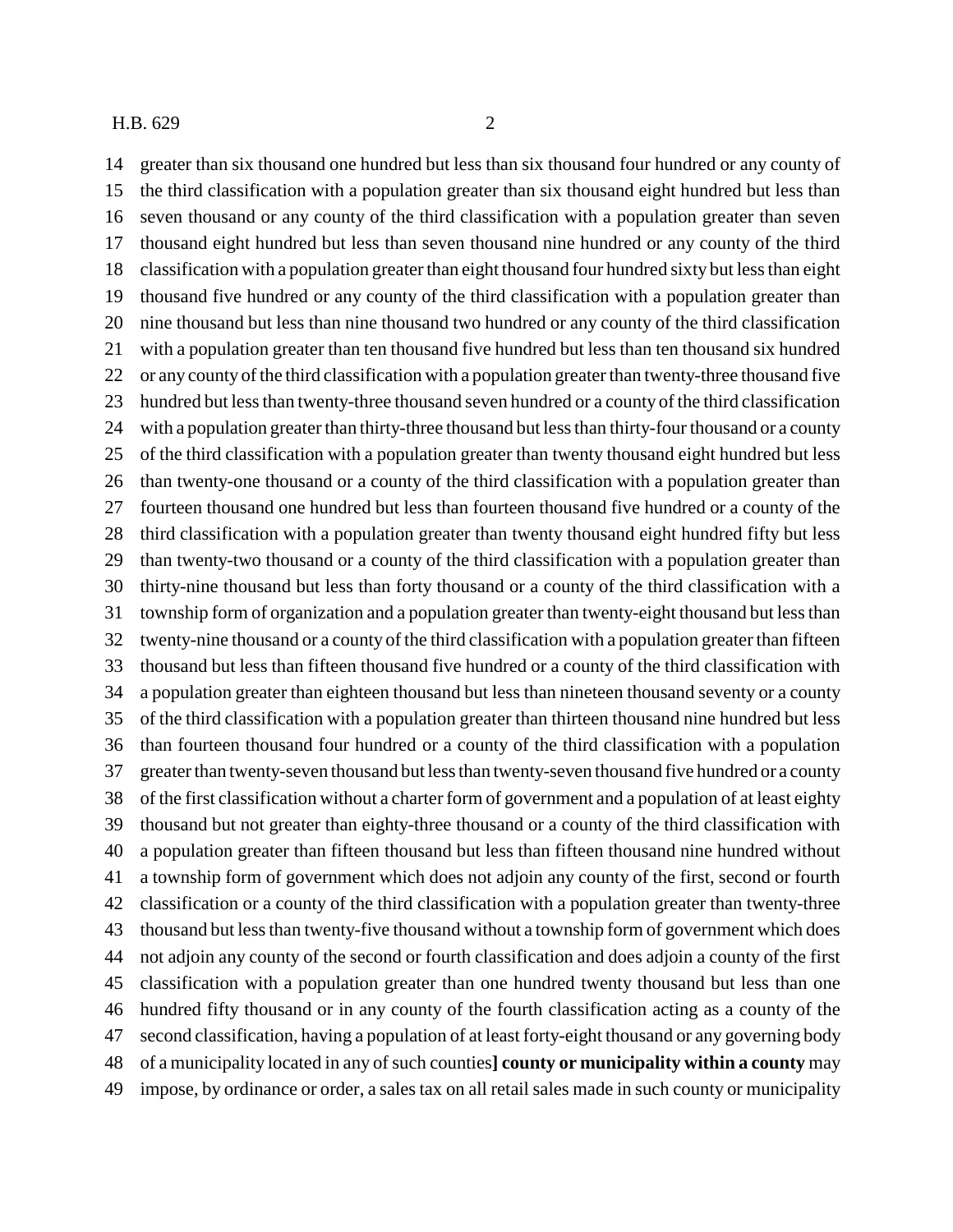14 greater than six thousand one hundred but less than six thousand four hundred or any county of
15 the third classification with a population greater than six thousand eight hundred but less than
16 seven thousand or any county of the third classification with a population greater than seven
17 thousand eight hundred but less than seven thousand nine hundred or any county of the third
18 classification with a population greater than eight thousand four hundred sixty but less than eight
19 thousand five hundred or any county of the third classification with a population greater than
20 nine thousand but less than nine thousand two hundred or any county of the third classification
21 with a population greater than ten thousand five hundred but less than ten thousand six hundred
22 or any county of the third classification with a population greater than twenty-three thousand five
23 hundred but less than twenty-three thousand seven hundred or a county of the third classification
24 with a population greater than thirty-three thousand but less than thirty-four thousand or a county
25 of the third classification with a population greater than twenty thousand eight hundred but less
26 than twenty-one thousand or a county of the third classification with a population greater than
27 fourteen thousand one hundred but less than fourteen thousand five hundred or a county of the
28 third classification with a population greater than twenty thousand eight hundred fifty but less
29 than twenty-two thousand or a county of the third classification with a population greater than
30 thirty-nine thousand but less than forty thousand or a county of the third classification with a
31 township form of organization and a population greater than twenty-eight thousand but less than
32 twenty-nine thousand or a county of the third classification with a population greater than fifteen
33 thousand but less than fifteen thousand five hundred or a county of the third classification with
34 a population greater than eighteen thousand but less than nineteen thousand seventy or a county
35 of the third classification with a population greater than thirteen thousand nine hundred but less
36 than fourteen thousand four hundred or a county of the third classification with a population
37 greater than twenty-seven thousand but less than twenty-seven thousand five hundred or a county
38 of the first classification without a charter form of government and a population of at least eighty
39 thousand but not greater than eighty-three thousand or a county of the third classification with
40 a population greater than fifteen thousand but less than fifteen thousand nine hundred without
41 a township form of government which does not adjoin any county of the first, second or fourth
42 classification or a county of the third classification with a population greater than twenty-three
43 thousand but less than twenty-five thousand without a township form of government which does
44 not adjoin any county of the second or fourth classification and does adjoin a county of the first
45 classification with a population greater than one hundred twenty thousand but less than one
46 hundred fifty thousand or in any county of the fourth classification acting as a county of the
47 second classification, having a population of at least forty-eight thousand or any governing body
48 of a municipality located in any of such counties**] county or municipality within a county** may
49 impose, by ordinance or order, a sales tax on all retail sales made in such county or municipality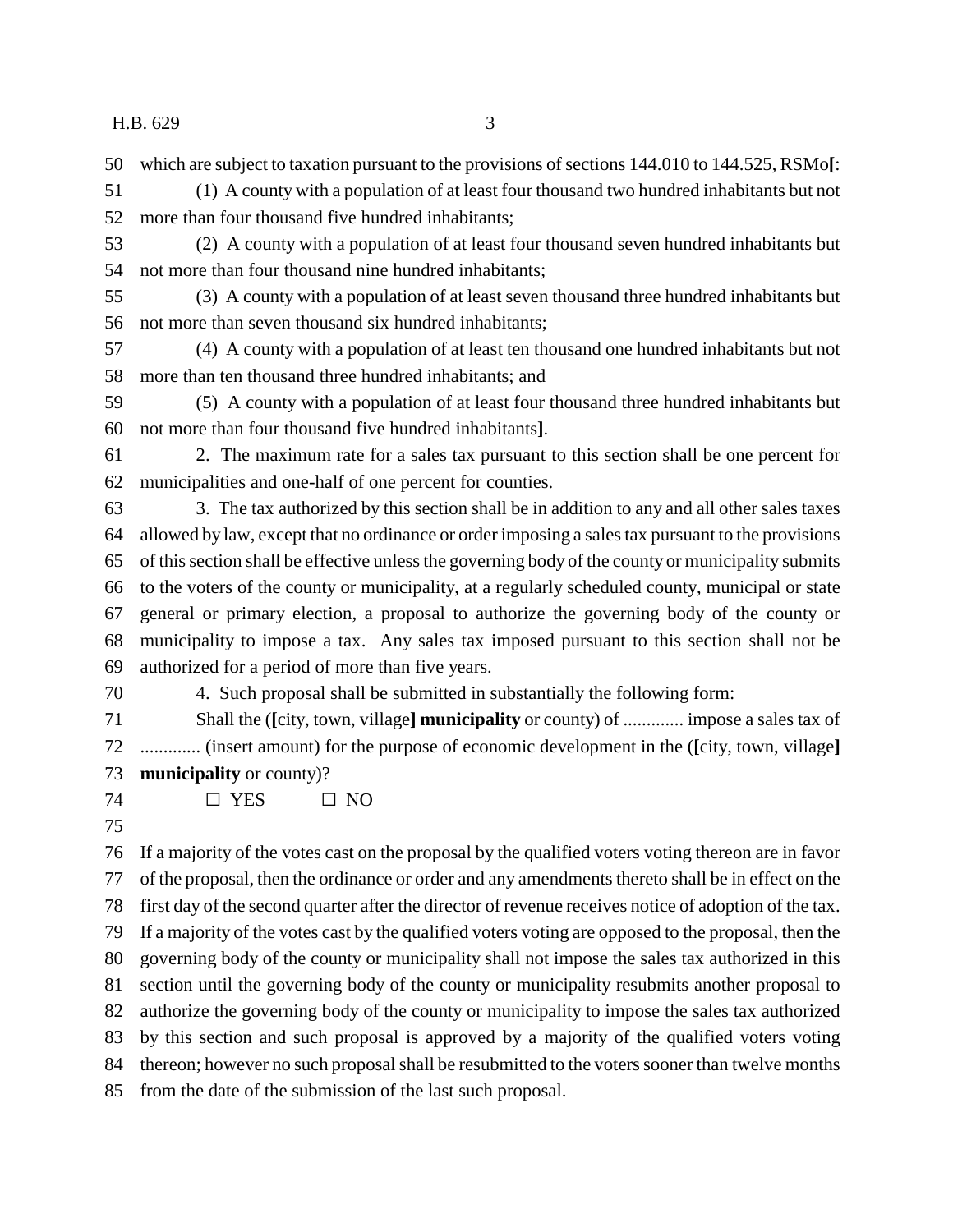which are subject to taxation pursuant to the provisions of sections 144.010 to 144.525, RSMo**[**:

(1) A county with a population of at least four thousand two hundred inhabitants but not more than four thousand five hundred inhabitants;

(2) A county with a population of at least four thousand seven hundred inhabitants but not more than four thousand nine hundred inhabitants;

(3) A county with a population of at least seven thousand three hundred inhabitants but not more than seven thousand six hundred inhabitants;

(4) A county with a population of at least ten thousand one hundred inhabitants but not more than ten thousand three hundred inhabitants; and

(5) A county with a population of at least four thousand three hundred inhabitants but not more than four thousand five hundred inhabitants**]**.

2. The maximum rate for a sales tax pursuant to this section shall be one percent for municipalities and one-half of one percent for counties.

3. The tax authorized by this section shall be in addition to any and all other sales taxes allowed by law, except that no ordinance or order imposing a sales tax pursuant to the provisions of this section shall be effective unless the governing body of the county or municipality submits to the voters of the county or municipality, at a regularly scheduled county, municipal or state general or primary election, a proposal to authorize the governing body of the county or municipality to impose a tax. Any sales tax imposed pursuant to this section shall not be authorized for a period of more than five years.

4. Such proposal shall be submitted in substantially the following form:

Shall the (**[**city, town, village**] municipality** or county) of ............. impose a sales tax of ............. (insert amount) for the purpose of economic development in the (**[**city, town, village**] municipality** or county)?

☐ YES ☐ NO

If a majority of the votes cast on the proposal by the qualified voters voting thereon are in favor of the proposal, then the ordinance or order and any amendments thereto shall be in effect on the first day of the second quarter after the director of revenue receives notice of adoption of the tax. If a majority of the votes cast by the qualified voters voting are opposed to the proposal, then the governing body of the county or municipality shall not impose the sales tax authorized in this section until the governing body of the county or municipality resubmits another proposal to authorize the governing body of the county or municipality to impose the sales tax authorized by this section and such proposal is approved by a majority of the qualified voters voting thereon; however no such proposal shall be resubmitted to the voters sooner than twelve months from the date of the submission of the last such proposal.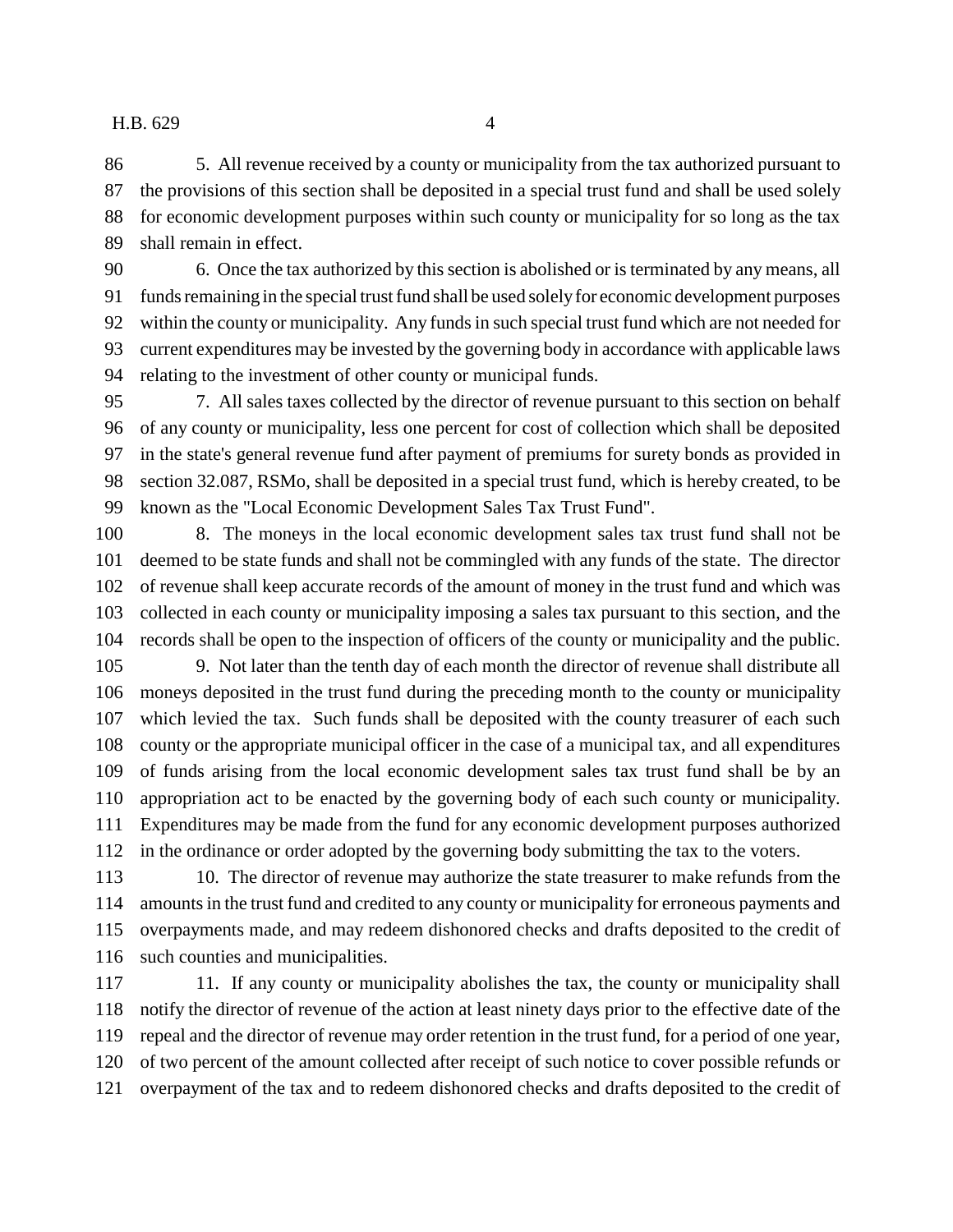5. All revenue received by a county or municipality from the tax authorized pursuant to the provisions of this section shall be deposited in a special trust fund and shall be used solely for economic development purposes within such county or municipality for so long as the tax shall remain in effect.

6. Once the tax authorized by this section is abolished or is terminated by any means, all funds remaining in the special trust fund shall be used solely for economic development purposes within the county or municipality. Any funds in such special trust fund which are not needed for current expenditures may be invested by the governing body in accordance with applicable laws relating to the investment of other county or municipal funds.

7. All sales taxes collected by the director of revenue pursuant to this section on behalf of any county or municipality, less one percent for cost of collection which shall be deposited in the state's general revenue fund after payment of premiums for surety bonds as provided in section 32.087, RSMo, shall be deposited in a special trust fund, which is hereby created, to be known as the "Local Economic Development Sales Tax Trust Fund".

8. The moneys in the local economic development sales tax trust fund shall not be deemed to be state funds and shall not be commingled with any funds of the state. The director of revenue shall keep accurate records of the amount of money in the trust fund and which was collected in each county or municipality imposing a sales tax pursuant to this section, and the records shall be open to the inspection of officers of the county or municipality and the public.

9. Not later than the tenth day of each month the director of revenue shall distribute all moneys deposited in the trust fund during the preceding month to the county or municipality which levied the tax. Such funds shall be deposited with the county treasurer of each such county or the appropriate municipal officer in the case of a municipal tax, and all expenditures of funds arising from the local economic development sales tax trust fund shall be by an appropriation act to be enacted by the governing body of each such county or municipality. Expenditures may be made from the fund for any economic development purposes authorized in the ordinance or order adopted by the governing body submitting the tax to the voters.

10. The director of revenue may authorize the state treasurer to make refunds from the amounts in the trust fund and credited to any county or municipality for erroneous payments and overpayments made, and may redeem dishonored checks and drafts deposited to the credit of such counties and municipalities.

11. If any county or municipality abolishes the tax, the county or municipality shall notify the director of revenue of the action at least ninety days prior to the effective date of the repeal and the director of revenue may order retention in the trust fund, for a period of one year, of two percent of the amount collected after receipt of such notice to cover possible refunds or overpayment of the tax and to redeem dishonored checks and drafts deposited to the credit of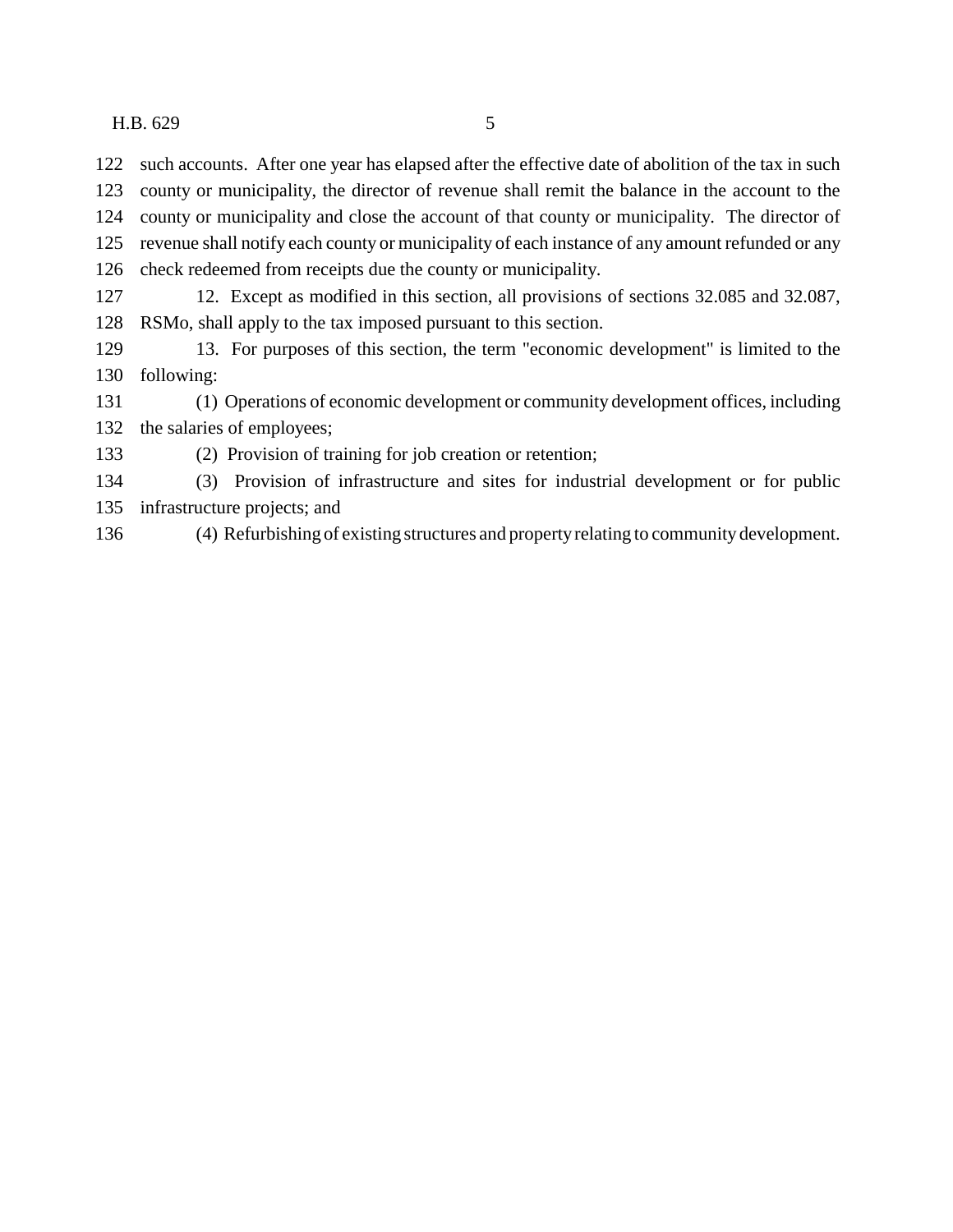such accounts. After one year has elapsed after the effective date of abolition of the tax in such county or municipality, the director of revenue shall remit the balance in the account to the county or municipality and close the account of that county or municipality. The director of revenue shall notify each county or municipality of each instance of any amount refunded or any check redeemed from receipts due the county or municipality.

12. Except as modified in this section, all provisions of sections 32.085 and 32.087, RSMo, shall apply to the tax imposed pursuant to this section.

13. For purposes of this section, the term "economic development" is limited to the following:

(1) Operations of economic development or community development offices, including the salaries of employees;

(2) Provision of training for job creation or retention;

(3) Provision of infrastructure and sites for industrial development or for public infrastructure projects; and

(4) Refurbishing of existing structures and property relating to community development.